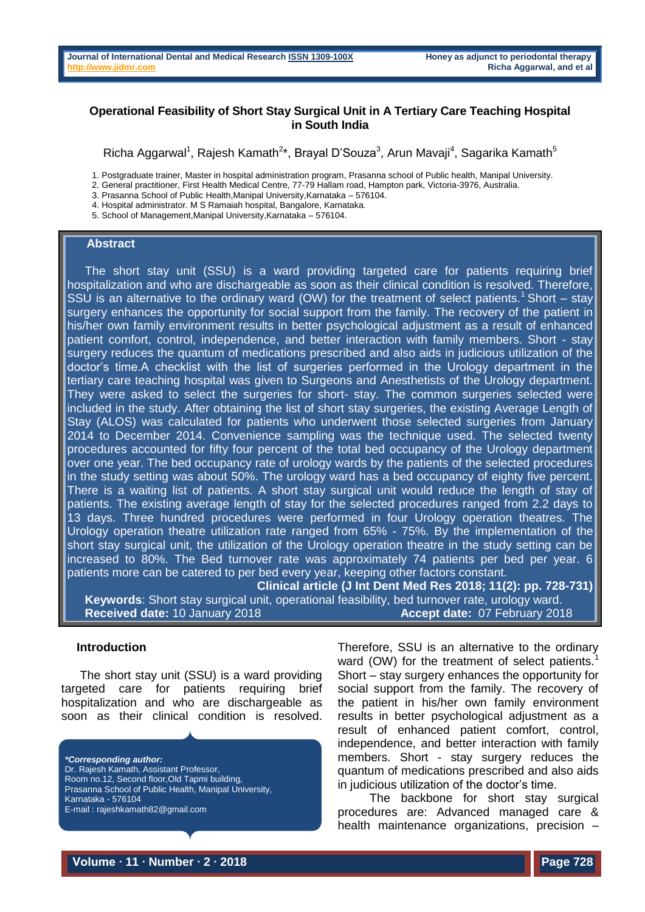# Operational Feasibility of Short Stay Surgical Unit in A Tertiary Care Teaching Hospital in South India

Richa Aggarwal[1], Rajesh Kamath[2]*, Brayal D'Souza[3], Arun Mavaji[4], Sagarika Kamath[5]

1. Postgraduate trainer, Master in hospital administration program, Prasanna school of Public health, Manipal University.
2. General practitioner, First Health Medical Centre, 77-79 Hallam road, Hampton park, Victoria-3976, Australia.
3. Prasanna School of Public Health,Manipal University,Karnataka – 576104.
4. Hospital administrator. M S Ramaiah hospital, Bangalore, Karnataka.
5. School of Management,Manipal University,Karnataka – 576104.

## Abstract

The short stay unit (SSU) is a ward providing targeted care for patients requiring brief hospitalization and who are dischargeable as soon as their clinical condition is resolved. Therefore, SSU is an alternative to the ordinary ward (OW) for the treatment of select patients.[1] Short – stay surgery enhances the opportunity for social support from the family. The recovery of the patient in his/her own family environment results in better psychological adjustment as a result of enhanced patient comfort, control, independence, and better interaction with family members. Short - stay surgery reduces the quantum of medications prescribed and also aids in judicious utilization of the doctor's time.A checklist with the list of surgeries performed in the Urology department in the tertiary care teaching hospital was given to Surgeons and Anesthetists of the Urology department. They were asked to select the surgeries for short- stay. The common surgeries selected were included in the study. After obtaining the list of short stay surgeries, the existing Average Length of Stay (ALOS) was calculated for patients who underwent those selected surgeries from January 2014 to December 2014. Convenience sampling was the technique used. The selected twenty procedures accounted for fifty four percent of the total bed occupancy of the Urology department over one year. The bed occupancy rate of urology wards by the patients of the selected procedures in the study setting was about 50%. The urology ward has a bed occupancy of eighty five percent. There is a waiting list of patients. A short stay surgical unit would reduce the length of stay of patients. The existing average length of stay for the selected procedures ranged from 2.2 days to 13 days. Three hundred procedures were performed in four Urology operation theatres. The Urology operation theatre utilization rate ranged from 65% - 75%. By the implementation of the short stay surgical unit, the utilization of the Urology operation theatre in the study setting can be increased to 80%. The Bed turnover rate was approximately 74 patients per bed per year. 6 patients more can be catered to per bed every year, keeping other factors constant.

**Clinical article (J Int Dent Med Res 2018; 11(2): pp. 728-731)**

**Keywords**: Short stay surgical unit, operational feasibility, bed turnover rate, urology ward.

**Received date:** 10 January 2018 **Accept date:** 07 February 2018

## Introduction

The short stay unit (SSU) is a ward providing targeted care for patients requiring brief hospitalization and who are dischargeable as soon as their clinical condition is resolved. Therefore, SSU is an alternative to the ordinary ward (OW) for the treatment of select patients.[1] Short – stay surgery enhances the opportunity for social support from the family. The recovery of the patient in his/her own family environment results in better psychological adjustment as a result of enhanced patient comfort, control, independence, and better interaction with family members. Short - stay surgery reduces the quantum of medications prescribed and also aids in judicious utilization of the doctor's time.

The backbone for short stay surgical procedures are: Advanced managed care & health maintenance organizations, precision –

***Corresponding author:***
Dr. Rajesh Kamath, Assistant Professor,
Room no.12, Second floor,Old Tapmi building,
Prasanna School of Public Health, Manipal University,
Karnataka - 576104
E-mail : rajeshkamath82@gmail.com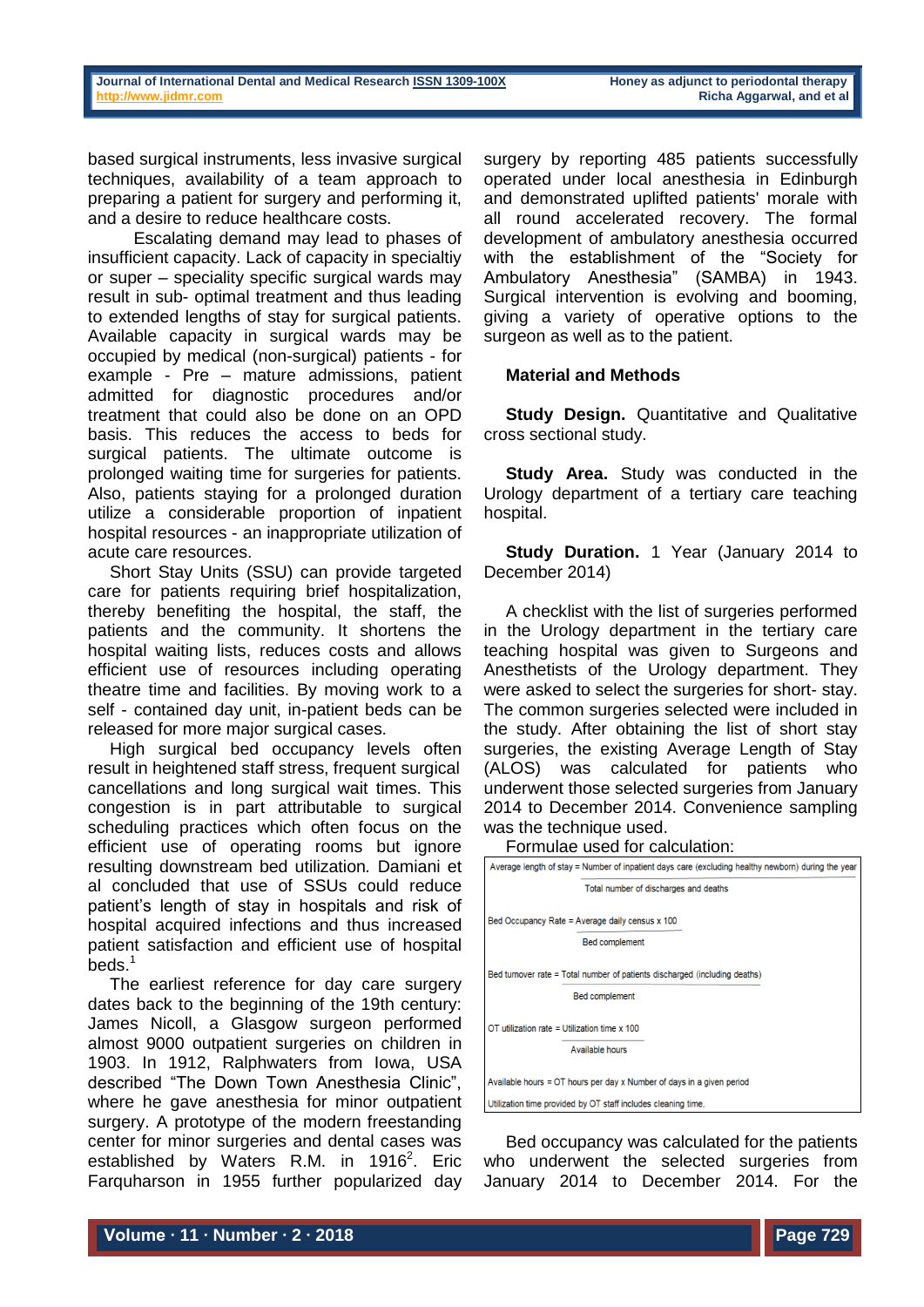based surgical instruments, less invasive surgical techniques, availability of a team approach to preparing a patient for surgery and performing it, and a desire to reduce healthcare costs.

Escalating demand may lead to phases of insufficient capacity. Lack of capacity in specialtiy or super – speciality specific surgical wards may result in sub- optimal treatment and thus leading to extended lengths of stay for surgical patients. Available capacity in surgical wards may be occupied by medical (non-surgical) patients - for example - Pre – mature admissions, patient admitted for diagnostic procedures and/or treatment that could also be done on an OPD basis. This reduces the access to beds for surgical patients. The ultimate outcome is prolonged waiting time for surgeries for patients. Also, patients staying for a prolonged duration utilize a considerable proportion of inpatient hospital resources - an inappropriate utilization of acute care resources.

Short Stay Units (SSU) can provide targeted care for patients requiring brief hospitalization, thereby benefiting the hospital, the staff, the patients and the community. It shortens the hospital waiting lists, reduces costs and allows efficient use of resources including operating theatre time and facilities. By moving work to a self - contained day unit, in-patient beds can be released for more major surgical cases.

High surgical bed occupancy levels often result in heightened staff stress, frequent surgical cancellations and long surgical wait times. This congestion is in part attributable to surgical scheduling practices which often focus on the efficient use of operating rooms but ignore resulting downstream bed utilization. Damiani et al concluded that use of SSUs could reduce patient's length of stay in hospitals and risk of hospital acquired infections and thus increased patient satisfaction and efficient use of hospital beds.[1]

The earliest reference for day care surgery dates back to the beginning of the 19th century: James Nicoll, a Glasgow surgeon performed almost 9000 outpatient surgeries on children in 1903. In 1912, Ralphwaters from Iowa, USA described "The Down Town Anesthesia Clinic", where he gave anesthesia for minor outpatient surgery. A prototype of the modern freestanding center for minor surgeries and dental cases was established by Waters R.M. in 1916[2]. Eric Farquharson in 1955 further popularized day surgery by reporting 485 patients successfully operated under local anesthesia in Edinburgh and demonstrated uplifted patients' morale with all round accelerated recovery. The formal development of ambulatory anesthesia occurred with the establishment of the "Society for Ambulatory Anesthesia" (SAMBA) in 1943. Surgical intervention is evolving and booming, giving a variety of operative options to the surgeon as well as to the patient.

## Material and Methods

**Study Design.** Quantitative and Qualitative cross sectional study.

**Study Area.** Study was conducted in the Urology department of a tertiary care teaching hospital.

**Study Duration.** 1 Year (January 2014 to December 2014)

A checklist with the list of surgeries performed in the Urology department in the tertiary care teaching hospital was given to Surgeons and Anesthetists of the Urology department. They were asked to select the surgeries for short- stay. The common surgeries selected were included in the study. After obtaining the list of short stay surgeries, the existing Average Length of Stay (ALOS) was calculated for patients who underwent those selected surgeries from January 2014 to December 2014. Convenience sampling was the technique used.

Formulae used for calculation:

$$\text{Average length of stay} = \frac{\text{Number of inpatient days care (excluding healthy newborn) during the year}}{\text{Total number of discharges and deaths}}$$

$$\text{Bed Occupancy Rate} = \frac{\text{Average daily census} \times 100}{\text{Bed complement}}$$

$$\text{Bed turnover rate} = \frac{\text{Total number of patients discharged (including deaths)}}{\text{Bed complement}}$$

$$\text{OT utilization rate} = \frac{\text{Utilization time} \times 100}{\text{Available hours}}$$

Available hours = OT hours per day x Number of days in a given period

Utilization time provided by OT staff includes cleaning time.

Bed occupancy was calculated for the patients who underwent the selected surgeries from January 2014 to December 2014. For the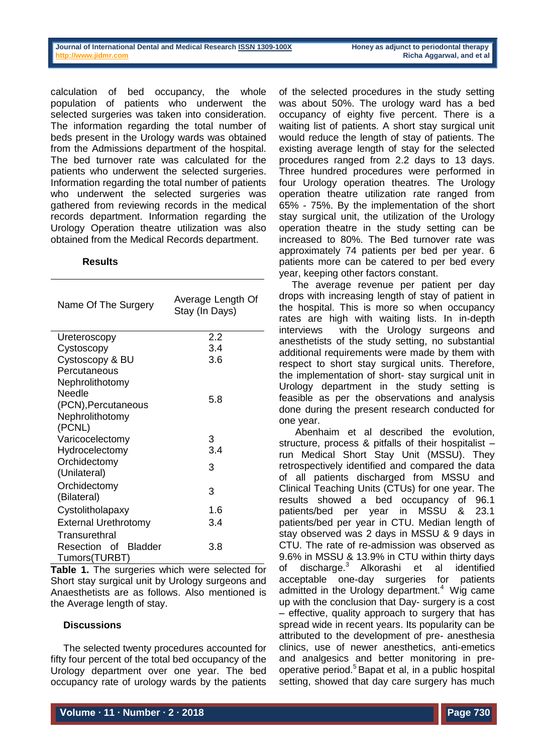calculation of bed occupancy, the whole population of patients who underwent the selected surgeries was taken into consideration. The information regarding the total number of beds present in the Urology wards was obtained from the Admissions department of the hospital. The bed turnover rate was calculated for the patients who underwent the selected surgeries. Information regarding the total number of patients who underwent the selected surgeries was gathered from reviewing records in the medical records department. Information regarding the Urology Operation theatre utilization was also obtained from the Medical Records department.

## Results

| Name Of The Surgery | Average Length Of Stay (In Days) |
|---|---|
| Ureteroscopy | 2.2 |
| Cystoscopy | 3.4 |
| Cystoscopy & BU | 3.6 |
| Percutaneous Nephrolithotomy Needle (PCN),Percutaneous Nephrolithotomy (PCNL) | 5.8 |
| Varicocelectomy | 3 |
| Hydrocelectomy | 3.4 |
| Orchidectomy (Unilateral) | 3 |
| Orchidectomy (Bilateral) | 3 |
| Cystolitholapaxy | 1.6 |
| External Urethrotomy | 3.4 |
| Transurethral Resection of Bladder Tumors(TURBT) | 3.8 |

**Table 1.** The surgeries which were selected for Short stay surgical unit by Urology surgeons and Anaesthetists are as follows. Also mentioned is the Average length of stay.

## Discussions

The selected twenty procedures accounted for fifty four percent of the total bed occupancy of the Urology department over one year. The bed occupancy rate of urology wards by the patients of the selected procedures in the study setting was about 50%. The urology ward has a bed occupancy of eighty five percent. There is a waiting list of patients. A short stay surgical unit would reduce the length of stay of patients. The existing average length of stay for the selected procedures ranged from 2.2 days to 13 days. Three hundred procedures were performed in four Urology operation theatres. The Urology operation theatre utilization rate ranged from 65% - 75%. By the implementation of the short stay surgical unit, the utilization of the Urology operation theatre in the study setting can be increased to 80%. The Bed turnover rate was approximately 74 patients per bed per year. 6 patients more can be catered to per bed every year, keeping other factors constant.

The average revenue per patient per day drops with increasing length of stay of patient in the hospital. This is more so when occupancy rates are high with waiting lists. In in-depth interviews with the Urology surgeons and anesthetists of the study setting, no substantial additional requirements were made by them with respect to short stay surgical units. Therefore, the implementation of short- stay surgical unit in Urology department in the study setting is feasible as per the observations and analysis done during the present research conducted for one year.

Abenhaim et al described the evolution, structure, process & pitfalls of their hospitalist – run Medical Short Stay Unit (MSSU). They retrospectively identified and compared the data of all patients discharged from MSSU and Clinical Teaching Units (CTUs) for one year. The results showed a bed occupancy of 96.1 patients/bed per year in MSSU & 23.1 patients/bed per year in CTU. Median length of stay observed was 2 days in MSSU & 9 days in CTU. The rate of re-admission was observed as 9.6% in MSSU & 13.9% in CTU within thirty days of discharge.[3] Alkorashi et al identified acceptable one-day surgeries for patients admitted in the Urology department.[4] Wig came up with the conclusion that Day- surgery is a cost – effective, quality approach to surgery that has spread wide in recent years. Its popularity can be attributed to the development of pre- anesthesia clinics, use of newer anesthetics, anti-emetics and analgesics and better monitoring in pre-operative period.[5] Bapat et al, in a public hospital setting, showed that day care surgery has much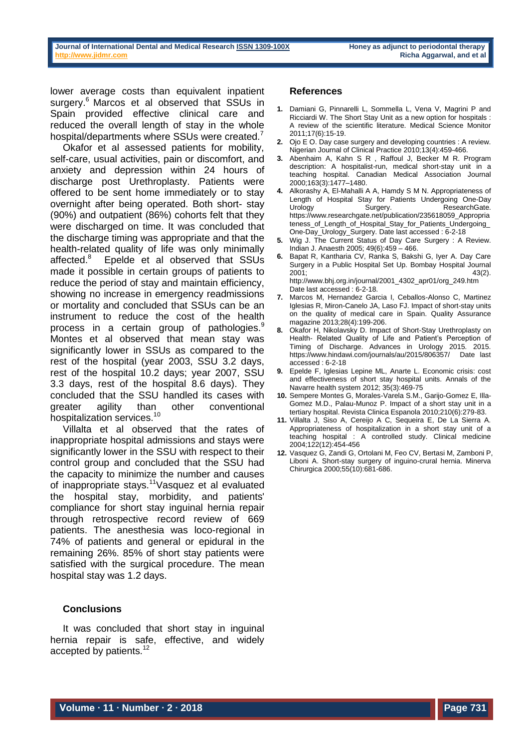lower average costs than equivalent inpatient surgery.[6] Marcos et al observed that SSUs in Spain provided effective clinical care and reduced the overall length of stay in the whole hospital/departments where SSUs were created.[7]

Okafor et al assessed patients for mobility, self-care, usual activities, pain or discomfort, and anxiety and depression within 24 hours of discharge post Urethroplasty. Patients were offered to be sent home immediately or to stay overnight after being operated. Both short- stay (90%) and outpatient (86%) cohorts felt that they were discharged on time. It was concluded that the discharge timing was appropriate and that the health-related quality of life was only minimally affected.[8] Epelde et al observed that SSUs made it possible in certain groups of patients to reduce the period of stay and maintain efficiency, showing no increase in emergency readmissions or mortality and concluded that SSUs can be an instrument to reduce the cost of the health process in a certain group of pathologies.[9] Montes et al observed that mean stay was significantly lower in SSUs as compared to the rest of the hospital (year 2003, SSU 3.2 days, rest of the hospital 10.2 days; year 2007, SSU 3.3 days, rest of the hospital 8.6 days). They concluded that the SSU handled its cases with greater agility than other conventional hospitalization services.[10]

Villalta et al observed that the rates of inappropriate hospital admissions and stays were significantly lower in the SSU with respect to their control group and concluded that the SSU had the capacity to minimize the number and causes of inappropriate stays.[11] Vasquez et al evaluated the hospital stay, morbidity, and patients' compliance for short stay inguinal hernia repair through retrospective record review of 669 patients. The anesthesia was loco-regional in 74% of patients and general or epidural in the remaining 26%. 85% of short stay patients were satisfied with the surgical procedure. The mean hospital stay was 1.2 days.

## Conclusions

It was concluded that short stay in inguinal hernia repair is safe, effective, and widely accepted by patients.[12]

## References

1. Damiani G, Pinnarelli L, Sommella L, Vena V, Magrini P and Ricciardi W. The Short Stay Unit as a new option for hospitals : A review of the scientific literature. Medical Science Monitor 2011;17(6):15-19.
2. Ojo E O. Day case surgery and developing countries : A review. Nigerian Journal of Clinical Practice 2010;13(4):459-466.
3. Abenhaim A, Kahn S R , Raffoul J, Becker M R. Program description: A hospitalist-run, medical short-stay unit in a teaching hospital. Canadian Medical Association Journal 2000;163(3):1477–1480.
4. Alkorashy A, El-Mahalli A A, Hamdy S M N. Appropriateness of Length of Hospital Stay for Patients Undergoing One-Day Urology Surgery. ResearchGate. https://www.researchgate.net/publication/235618059_Appropriateness_of_Length_of_Hospital_Stay_for_Patients_Undergoing_One-Day_Urology_Surgery. Date last accessed : 6-2-18
5. Wig J. The Current Status of Day Care Surgery : A Review. Indian J. Anaesth 2005; 49(6):459 – 466.
6. Bapat R, Kantharia CV, Ranka S, Bakshi G, Iyer A. Day Care Surgery in a Public Hospital Set Up. Bombay Hospital Journal 2001; 43(2). http://www.bhj.org.in/journal/2001_4302_apr01/org_249.htm Date last accessed : 6-2-18.
7. Marcos M, Hernandez Garcia I, Ceballos-Alonso C, Martinez Iglesias R, Miron-Canelo JA, Laso FJ. Impact of short-stay units on the quality of medical care in Spain. Quality Assurance magazine 2013;28(4):199-206.
8. Okafor H, Nikolavsky D. Impact of Short-Stay Urethroplasty on Health- Related Quality of Life and Patient's Perception of Timing of Discharge. Advances in Urology 2015. 2015. https://www.hindawi.com/journals/au/2015/806357/ Date last accessed : 6-2-18
9. Epelde F, Iglesias Lepine ML, Anarte L. Economic crisis: cost and effectiveness of short stay hospital units. Annals of the Navarre health system 2012; 35(3):469-75
10. Sempere Montes G, Morales-Varela S.M., Garijo-Gomez E, Illa-Gomez M.D., Palau-Munoz P. Impact of a short stay unit in a tertiary hospital. Revista Clinica Espanola 2010;210(6):279-83.
11. Villalta J, Siso A, Cereijo A C, Sequeira E, De La Sierra A. Appropriateness of hospitalization in a short stay unit of a teaching hospital : A controlled study. Clinical medicine 2004;122(12):454-456
12. Vasquez G, Zandi G, Ortolani M, Feo CV, Bertasi M, Zamboni P, Liboni A. Short-stay surgery of inguino-crural hernia. Minerva Chirurgica 2000;55(10):681-686.